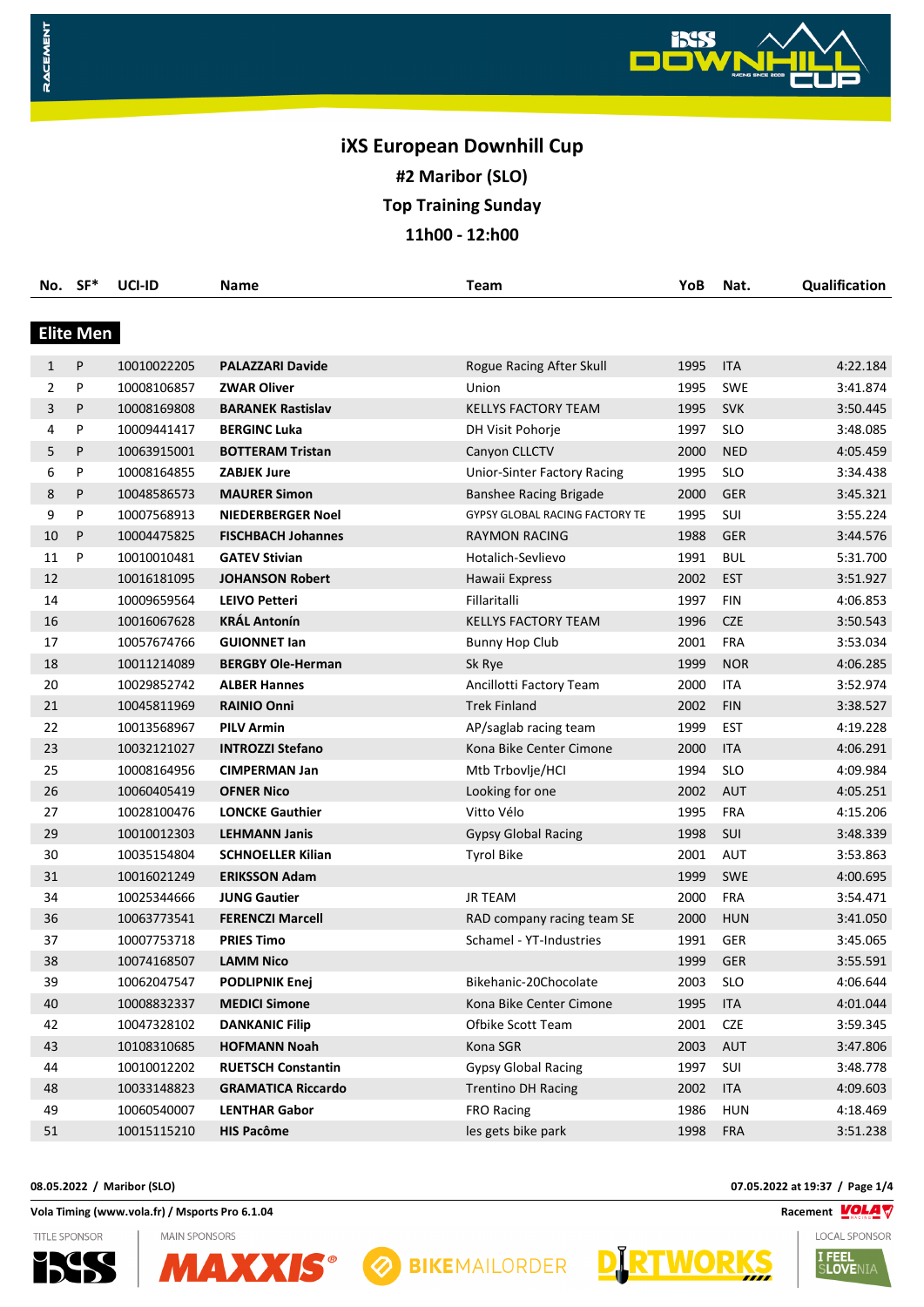# iXS European Downhill Cup

## #2 Maribor (SLO)

## Top Training Sunday

## 11h00 - 12:h00

| No. | SF* | UCI-ID | Name | Team | YoB | Nat. | Qualification |
|---|---|---|---|---|---|---|---|
| **Elite Men** | | | | | | | |
| 1 | P | 10010022205 | **PALAZZARI Davide** | Rogue Racing After Skull | 1995 | ITA | 4:22.184 |
| 2 | P | 10008106857 | **ZWAR Oliver** | Union | 1995 | SWE | 3:41.874 |
| 3 | P | 10008169808 | **BARANEK Rastislav** | KELLYS FACTORY TEAM | 1995 | SVK | 3:50.445 |
| 4 | P | 10009441417 | **BERGINC Luka** | DH Visit Pohorje | 1997 | SLO | 3:48.085 |
| 5 | P | 10063915001 | **BOTTERAM Tristan** | Canyon CLLCTV | 2000 | NED | 4:05.459 |
| 6 | P | 10008164855 | **ZABJEK Jure** | Unior-Sinter Factory Racing | 1995 | SLO | 3:34.438 |
| 8 | P | 10048586573 | **MAURER Simon** | Banshee Racing Brigade | 2000 | GER | 3:45.321 |
| 9 | P | 10007568913 | **NIEDERBERGER Noel** | GYPSY GLOBAL RACING FACTORY TE | 1995 | SUI | 3:55.224 |
| 10 | P | 10004475825 | **FISCHBACH Johannes** | RAYMON RACING | 1988 | GER | 3:44.576 |
| 11 | P | 10010010481 | **GATEV Stivian** | Hotalich-Sevlievo | 1991 | BUL | 5:31.700 |
| 12 | | 10016181095 | **JOHANSON Robert** | Hawaii Express | 2002 | EST | 3:51.927 |
| 14 | | 10009659564 | **LEIVO Petteri** | Fillaritalli | 1997 | FIN | 4:06.853 |
| 16 | | 10016067628 | **KRÁL Antonín** | KELLYS FACTORY TEAM | 1996 | CZE | 3:50.543 |
| 17 | | 10057674766 | **GUIONNET Ian** | Bunny Hop Club | 2001 | FRA | 3:53.034 |
| 18 | | 10011214089 | **BERGBY Ole-Herman** | Sk Rye | 1999 | NOR | 4:06.285 |
| 20 | | 10029852742 | **ALBER Hannes** | Ancillotti Factory Team | 2000 | ITA | 3:52.974 |
| 21 | | 10045811969 | **RAINIO Onni** | Trek Finland | 2002 | FIN | 3:38.527 |
| 22 | | 10013568967 | **PILV Armin** | AP/saglab racing team | 1999 | EST | 4:19.228 |
| 23 | | 10032121027 | **INTROZZI Stefano** | Kona Bike Center Cimone | 2000 | ITA | 4:06.291 |
| 25 | | 10008164956 | **CIMPERMAN Jan** | Mtb Trbovlje/HCI | 1994 | SLO | 4:09.984 |
| 26 | | 10060405419 | **OFNER Nico** | Looking for one | 2002 | AUT | 4:05.251 |
| 27 | | 10028100476 | **LONCKE Gauthier** | Vitto Vélo | 1995 | FRA | 4:15.206 |
| 29 | | 10010012303 | **LEHMANN Janis** | Gypsy Global Racing | 1998 | SUI | 3:48.339 |
| 30 | | 10035154804 | **SCHNOELLER Kilian** | Tyrol Bike | 2001 | AUT | 3:53.863 |
| 31 | | 10016021249 | **ERIKSSON Adam** | | 1999 | SWE | 4:00.695 |
| 34 | | 10025344666 | **JUNG Gautier** | JR TEAM | 2000 | FRA | 3:54.471 |
| 36 | | 10063773541 | **FERENCZI Marcell** | RAD company racing team SE | 2000 | HUN | 3:41.050 |
| 37 | | 10007753718 | **PRIES Timo** | Schamel - YT-Industries | 1991 | GER | 3:45.065 |
| 38 | | 10074168507 | **LAMM Nico** | | 1999 | GER | 3:55.591 |
| 39 | | 10062047547 | **PODLIPNIK Enej** | Bikehanic-20Chocolate | 2003 | SLO | 4:06.644 |
| 40 | | 10008832337 | **MEDICI Simone** | Kona Bike Center Cimone | 1995 | ITA | 4:01.044 |
| 42 | | 10047328102 | **DANKANIC Filip** | Ofbike Scott Team | 2001 | CZE | 3:59.345 |
| 43 | | 10108310685 | **HOFMANN Noah** | Kona SGR | 2003 | AUT | 3:47.806 |
| 44 | | 10010012202 | **RUETSCH Constantin** | Gypsy Global Racing | 1997 | SUI | 3:48.778 |
| 48 | | 10033148823 | **GRAMATICA Riccardo** | Trentino DH Racing | 2002 | ITA | 4:09.603 |
| 49 | | 10060540007 | **LENTHAR Gabor** | FRO Racing | 1986 | HUN | 4:18.469 |
| 51 | | 10015115210 | **HIS Pacôme** | les gets bike park | 1998 | FRA | 3:51.238 |

08.05.2022 / Maribor (SLO)

07.05.2022 at 19:37

Vola Timing (www.vola.fr) / Msports Pro 6.1.04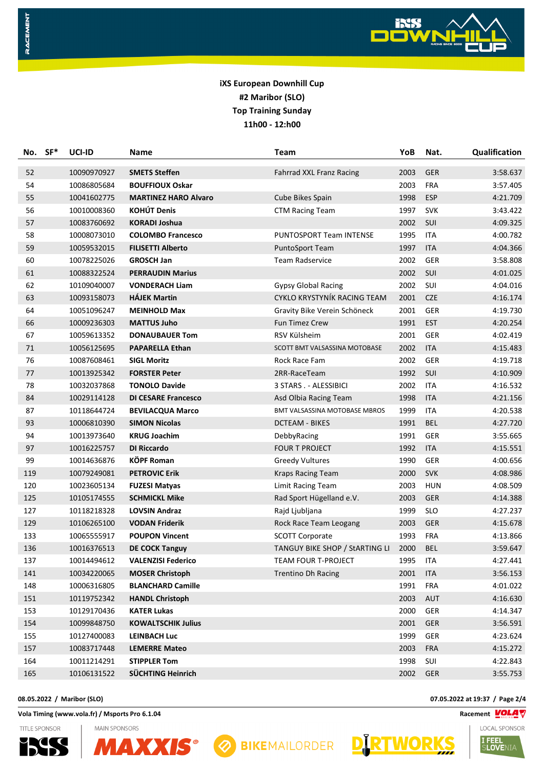**iXS European Downhill Cup**
**#2 Maribor (SLO)**
**Top Training Sunday**
**11h00 - 12:h00**

| No. | SF* | UCI-ID | Name | Team | YoB | Nat. | Qualification |
|---|---|---|---|---|---|---|---|
| 52 | | 10090970927 | **SMETS Steffen** | Fahrrad XXL Franz Racing | 2003 | GER | 3:58.637 |
| 54 | | 10086805684 | **BOUFFIOUX Oskar** | | 2003 | FRA | 3:57.405 |
| 55 | | 10041602775 | **MARTINEZ HARO Alvaro** | Cube Bikes Spain | 1998 | ESP | 4:21.709 |
| 56 | | 10010008360 | **KOHÚT Denis** | CTM Racing Team | 1997 | SVK | 3:43.422 |
| 57 | | 10083760692 | **KORADI Joshua** | | 2002 | SUI | 4:09.325 |
| 58 | | 10008073010 | **COLOMBO Francesco** | PUNTOSPORT Team INTENSE | 1995 | ITA | 4:00.782 |
| 59 | | 10059532015 | **FILISETTI Alberto** | PuntoSport Team | 1997 | ITA | 4:04.366 |
| 60 | | 10078225026 | **GROSCH Jan** | Team Radservice | 2002 | GER | 3:58.808 |
| 61 | | 10088322524 | **PERRAUDIN Marius** | | 2002 | SUI | 4:01.025 |
| 62 | | 10109040007 | **VONDERACH Liam** | Gypsy Global Racing | 2002 | SUI | 4:04.016 |
| 63 | | 10093158073 | **HÁJEK Martin** | CYKLO KRYSTYNÍK RACING TEAM | 2001 | CZE | 4:16.174 |
| 64 | | 10051096247 | **MEINHOLD Max** | Gravity Bike Verein Schöneck | 2001 | GER | 4:19.730 |
| 66 | | 10009236303 | **MATTUS Juho** | Fun Timez Crew | 1991 | EST | 4:20.254 |
| 67 | | 10059613352 | **DONAUBAUER Tom** | RSV Külsheim | 2001 | GER | 4:02.419 |
| 71 | | 10056125695 | **PAPARELLA Ethan** | SCOTT BMT VALSASSINA MOTOBASE | 2002 | ITA | 4:15.483 |
| 76 | | 10087608461 | **SIGL Moritz** | Rock Race Fam | 2002 | GER | 4:19.718 |
| 77 | | 10013925342 | **FORSTER Peter** | 2RR-RaceTeam | 1992 | SUI | 4:10.909 |
| 78 | | 10032037868 | **TONOLO Davide** | 3 STARS . - ALESSIBICI | 2002 | ITA | 4:16.532 |
| 84 | | 10029114128 | **DI CESARE Francesco** | Asd Olbia Racing Team | 1998 | ITA | 4:21.156 |
| 87 | | 10118644724 | **BEVILACQUA Marco** | BMT VALSASSINA MOTOBASE MBROS | 1999 | ITA | 4:20.538 |
| 93 | | 10006810390 | **SIMON Nicolas** | DCTEAM - BIKES | 1991 | BEL | 4:27.720 |
| 94 | | 10013973640 | **KRUG Joachim** | DebbyRacing | 1991 | GER | 3:55.665 |
| 97 | | 10016225757 | **DI Riccardo** | FOUR T PROJECT | 1992 | ITA | 4:15.551 |
| 99 | | 10014636876 | **KÖPF Roman** | Greedy Vultures | 1990 | GER | 4:00.656 |
| 119 | | 10079249081 | **PETROVIC Erik** | Kraps Racing Team | 2000 | SVK | 4:08.986 |
| 120 | | 10023605134 | **FUZESI Matyas** | Limit Racing Team | 2003 | HUN | 4:08.509 |
| 125 | | 10105174555 | **SCHMICKL Mike** | Rad Sport Hügelland e.V. | 2003 | GER | 4:14.388 |
| 127 | | 10118218328 | **LOVSIN Andraz** | Rajd Ljubljana | 1999 | SLO | 4:27.237 |
| 129 | | 10106265100 | **VODAN Friderik** | Rock Race Team Leogang | 2003 | GER | 4:15.678 |
| 133 | | 10065555917 | **POUPON Vincent** | SCOTT Corporate | 1993 | FRA | 4:13.866 |
| 136 | | 10016376513 | **DE COCK Tanguy** | TANGUY BIKE SHOP / StARTING LI | 2000 | BEL | 3:59.647 |
| 137 | | 10014494612 | **VALENZISI Federico** | TEAM FOUR T-PROJECT | 1995 | ITA | 4:27.441 |
| 141 | | 10034220065 | **MOSER Christoph** | Trentino Dh Racing | 2001 | ITA | 3:56.153 |
| 148 | | 10006316805 | **BLANCHARD Camille** | | 1991 | FRA | 4:01.022 |
| 151 | | 10119752342 | **HANDL Christoph** | | 2003 | AUT | 4:16.630 |
| 153 | | 10129170436 | **KATER Lukas** | | 2000 | GER | 4:14.347 |
| 154 | | 10099848750 | **KOWALTSCHIK Julius** | | 2001 | GER | 3:56.591 |
| 155 | | 10127400083 | **LEINBACH Luc** | | 1999 | GER | 4:23.624 |
| 157 | | 10083717448 | **LEMERRE Mateo** | | 2003 | FRA | 4:15.272 |
| 164 | | 10011214291 | **STIPPLER Tom** | | 1998 | SUI | 4:22.843 |
| 165 | | 10106131522 | **SÜCHTING Heinrich** | | 2002 | GER | 3:55.753 |

**08.05.2022 / Maribor (SLO)** **07.05.2022 at 19:37**

**Vola Timing (www.vola.fr) / Msports Pro 6.1.04**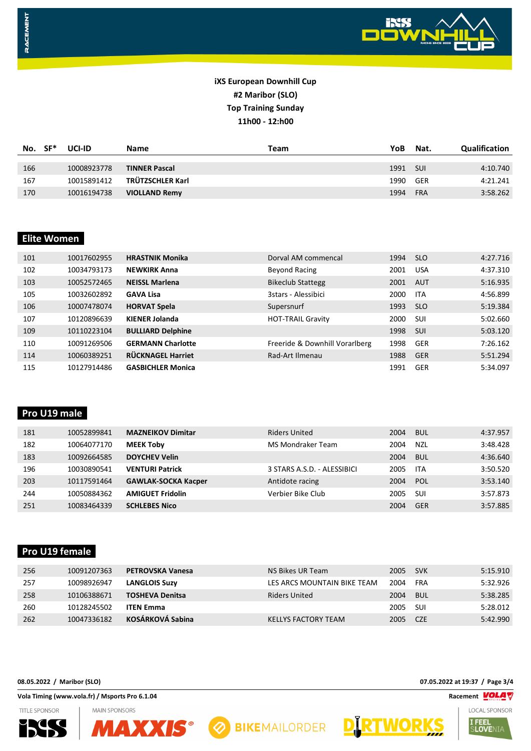**iXS European Downhill Cup**
**#2 Maribor (SLO)**
**Top Training Sunday**
**11h00 - 12:h00**

| No. | SF* | UCI-ID | Name | Team | YoB | Nat. | Qualification |
|---|---|---|---|---|---|---|---|
| 166 | | 10008923778 | **TINNER Pascal** | | 1991 | SUI | 4:10.740 |
| 167 | | 10015891412 | **TRÜTZSCHLER Karl** | | 1990 | GER | 4:21.241 |
| 170 | | 10016194738 | **VIOLLAND Remy** | | 1994 | FRA | 3:58.262 |

## Elite Women

| No. | SF* | UCI-ID | Name | Team | YoB | Nat. | Qualification |
|---|---|---|---|---|---|---|---|
| 101 | | 10017602955 | **HRASTNIK Monika** | Dorval AM commencal | 1994 | SLO | 4:27.716 |
| 102 | | 10034793173 | **NEWKIRK Anna** | Beyond Racing | 2001 | USA | 4:37.310 |
| 103 | | 10052572465 | **NEISSL Marlena** | Bikeclub Stattegg | 2001 | AUT | 5:16.935 |
| 105 | | 10032602892 | **GAVA Lisa** | 3stars - Alessibici | 2000 | ITA | 4:56.899 |
| 106 | | 10007478074 | **HORVAT Spela** | Supersnurf | 1993 | SLO | 5:19.384 |
| 107 | | 10120896639 | **KIENER Jolanda** | HOT-TRAIL Gravity | 2000 | SUI | 5:02.660 |
| 109 | | 10110223104 | **BULLIARD Delphine** | | 1998 | SUI | 5:03.120 |
| 110 | | 10091269506 | **GERMANN Charlotte** | Freeride & Downhill Vorarlberg | 1998 | GER | 7:26.162 |
| 114 | | 10060389251 | **RÜCKNAGEL Harriet** | Rad-Art Ilmenau | 1988 | GER | 5:51.294 |
| 115 | | 10127914486 | **GASBICHLER Monica** | | 1991 | GER | 5:34.097 |

## Pro U19 male

| No. | SF* | UCI-ID | Name | Team | YoB | Nat. | Qualification |
|---|---|---|---|---|---|---|---|
| 181 | | 10052899841 | **MAZNEIKOV Dimitar** | Riders United | 2004 | BUL | 4:37.957 |
| 182 | | 10064077170 | **MEEK Toby** | MS Mondraker Team | 2004 | NZL | 3:48.428 |
| 183 | | 10092664585 | **DOYCHEV Velin** | | 2004 | BUL | 4:36.640 |
| 196 | | 10030890541 | **VENTURI Patrick** | 3 STARS A.S.D. - ALESSIBICI | 2005 | ITA | 3:50.520 |
| 203 | | 10117591464 | **GAWLAK-SOCKA Kacper** | Antidote racing | 2004 | POL | 3:53.140 |
| 244 | | 10050884362 | **AMIGUET Fridolin** | Verbier Bike Club | 2005 | SUI | 3:57.873 |
| 251 | | 10083464339 | **SCHLEBES Nico** | | 2004 | GER | 3:57.885 |

## Pro U19 female

| No. | SF* | UCI-ID | Name | Team | YoB | Nat. | Qualification |
|---|---|---|---|---|---|---|---|
| 256 | | 10091207363 | **PETROVSKA Vanesa** | NS Bikes UR Team | 2005 | SVK | 5:15.910 |
| 257 | | 10098926947 | **LANGLOIS Suzy** | LES ARCS MOUNTAIN BIKE TEAM | 2004 | FRA | 5:32.926 |
| 258 | | 10106388671 | **TOSHEVA Denitsa** | Riders United | 2004 | BUL | 5:38.285 |
| 260 | | 10128245502 | **ITEN Emma** | | 2005 | SUI | 5:28.012 |
| 262 | | 10047336182 | **KOSÁRKOVÁ Sabina** | KELLYS FACTORY TEAM | 2005 | CZE | 5:42.990 |

**08.05.2022 / Maribor (SLO)** — **07.05.2022 at 19:37**

**Vola Timing (www.vola.fr) / Msports Pro 6.1.04**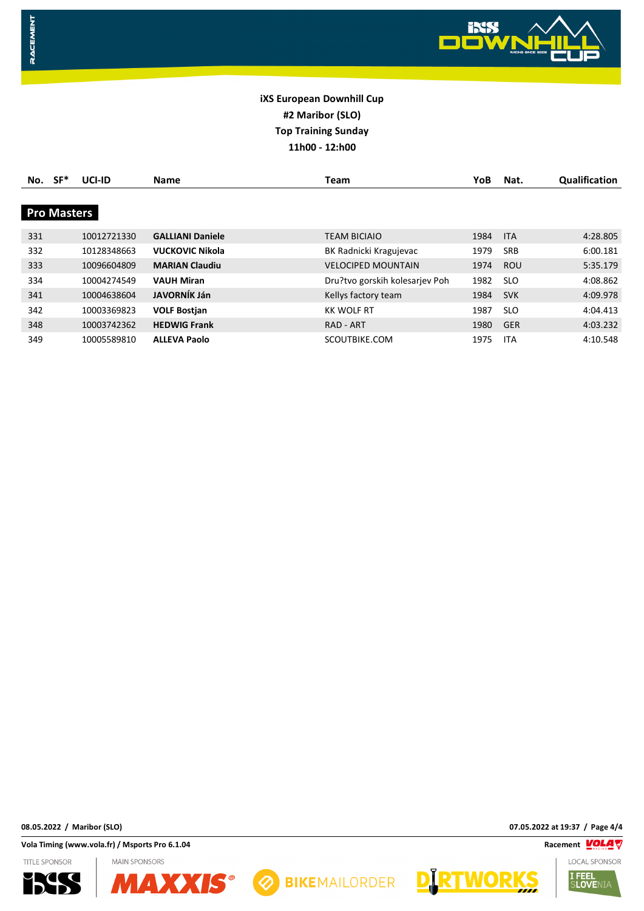**iXS European Downhill Cup**

**#2 Maribor (SLO)**

**Top Training Sunday**

**11h00 - 12:h00**

| No. | SF* | UCI-ID | Name | Team | YoB | Nat. | Qualification |
|---|---|---|---|---|---|---|---|
| **Pro Masters** | | | | | | | |
| 331 | | 10012721330 | **GALLIANI Daniele** | TEAM BICIAIO | 1984 | ITA | 4:28.805 |
| 332 | | 10128348663 | **VUCKOVIC Nikola** | BK Radnicki Kragujevac | 1979 | SRB | 6:00.181 |
| 333 | | 10096604809 | **MARIAN Claudiu** | VELOCIPED MOUNTAIN | 1974 | ROU | 5:35.179 |
| 334 | | 10004274549 | **VAUH Miran** | Dru?tvo gorskih kolesarjev Poh | 1982 | SLO | 4:08.862 |
| 341 | | 10004638604 | **JAVORNÍK Ján** | Kellys factory team | 1984 | SVK | 4:09.978 |
| 342 | | 10003369823 | **VOLF Bostjan** | KK WOLF RT | 1987 | SLO | 4:04.413 |
| 348 | | 10003742362 | **HEDWIG Frank** | RAD - ART | 1980 | GER | 4:03.232 |
| 349 | | 10005589810 | **ALLEVA Paolo** | SCOUTBIKE.COM | 1975 | ITA | 4:10.548 |

**08.05.2022 / Maribor (SLO)** **07.05.2022 at 19:37**

**Vola Timing (www.vola.fr) / Msports Pro 6.1.04**